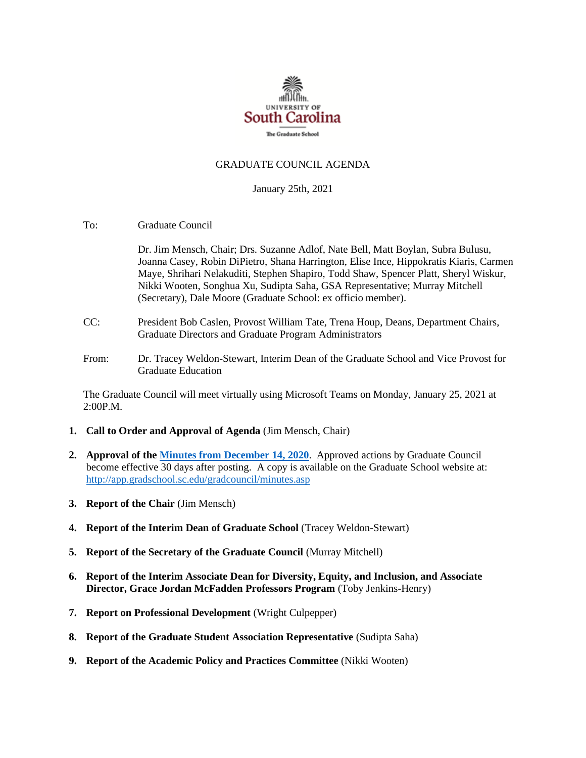UNIVERSITY OF
South Carolina
The Graduate School

# GRADUATE COUNCIL AGENDA

January 25th, 2021

To: Graduate Council

Dr. Jim Mensch, Chair; Drs. Suzanne Adlof, Nate Bell, Matt Boylan, Subra Bulusu, Joanna Casey, Robin DiPietro, Shana Harrington, Elise Ince, Hippokratis Kiaris, Carmen Maye, Shrihari Nelakuditi, Stephen Shapiro, Todd Shaw, Spencer Platt, Sheryl Wiskur, Nikki Wooten, Songhua Xu, Sudipta Saha, GSA Representative; Murray Mitchell (Secretary), Dale Moore (Graduate School: ex officio member).

CC: President Bob Caslen, Provost William Tate, Trena Houp, Deans, Department Chairs, Graduate Directors and Graduate Program Administrators

From: Dr. Tracey Weldon-Stewart, Interim Dean of the Graduate School and Vice Provost for Graduate Education

The Graduate Council will meet virtually using Microsoft Teams on Monday, January 25, 2021 at 2:00P.M.

1. **Call to Order and Approval of Agenda** (Jim Mensch, Chair)

2. **Approval of the [Minutes from December 14, 2020](http://app.gradschool.sc.edu/gradcouncil/minutes.asp)**. Approved actions by Graduate Council become effective 30 days after posting. A copy is available on the Graduate School website at: http://app.gradschool.sc.edu/gradcouncil/minutes.asp

3. **Report of the Chair** (Jim Mensch)

4. **Report of the Interim Dean of Graduate School** (Tracey Weldon-Stewart)

5. **Report of the Secretary of the Graduate Council** (Murray Mitchell)

6. **Report of the Interim Associate Dean for Diversity, Equity, and Inclusion, and Associate Director, Grace Jordan McFadden Professors Program** (Toby Jenkins-Henry)

7. **Report on Professional Development** (Wright Culpepper)

8. **Report of the Graduate Student Association Representative** (Sudipta Saha)

9. **Report of the Academic Policy and Practices Committee** (Nikki Wooten)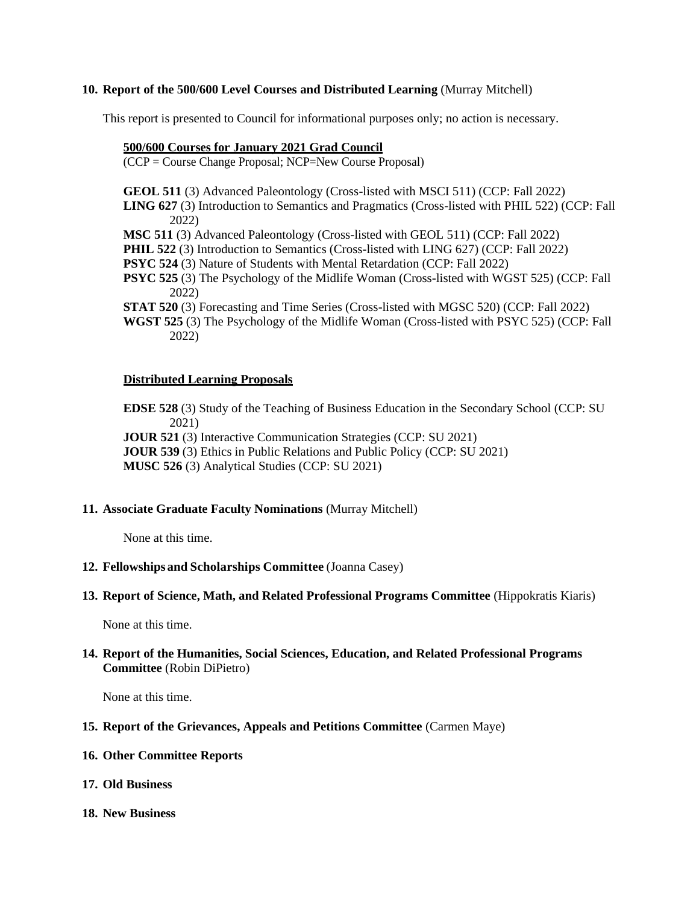**10. Report of the 500/600 Level Courses and Distributed Learning** (Murray Mitchell)

This report is presented to Council for informational purposes only; no action is necessary.

**500/600 Courses for January 2021 Grad Council**
(CCP = Course Change Proposal; NCP=New Course Proposal)

**GEOL 511** (3) Advanced Paleontology (Cross-listed with MSCI 511) (CCP: Fall 2022)
**LING 627** (3) Introduction to Semantics and Pragmatics (Cross-listed with PHIL 522) (CCP: Fall 2022)
**MSC 511** (3) Advanced Paleontology (Cross-listed with GEOL 511) (CCP: Fall 2022)
**PHIL 522** (3) Introduction to Semantics (Cross-listed with LING 627) (CCP: Fall 2022)
**PSYC 524** (3) Nature of Students with Mental Retardation (CCP: Fall 2022)
**PSYC 525** (3) The Psychology of the Midlife Woman (Cross-listed with WGST 525) (CCP: Fall 2022)
**STAT 520** (3) Forecasting and Time Series (Cross-listed with MGSC 520) (CCP: Fall 2022)
**WGST 525** (3) The Psychology of the Midlife Woman (Cross-listed with PSYC 525) (CCP: Fall 2022)

**Distributed Learning Proposals**

**EDSE 528** (3) Study of the Teaching of Business Education in the Secondary School (CCP: SU 2021)
**JOUR 521** (3) Interactive Communication Strategies (CCP: SU 2021)
**JOUR 539** (3) Ethics in Public Relations and Public Policy (CCP: SU 2021)
**MUSC 526** (3) Analytical Studies (CCP: SU 2021)

**11. Associate Graduate Faculty Nominations** (Murray Mitchell)

None at this time.

**12. Fellowships and Scholarships Committee** (Joanna Casey)

**13. Report of Science, Math, and Related Professional Programs Committee** (Hippokratis Kiaris)

None at this time.

**14. Report of the Humanities, Social Sciences, Education, and Related Professional Programs Committee** (Robin DiPietro)

None at this time.

**15. Report of the Grievances, Appeals and Petitions Committee** (Carmen Maye)

**16. Other Committee Reports**

**17. Old Business**

**18. New Business**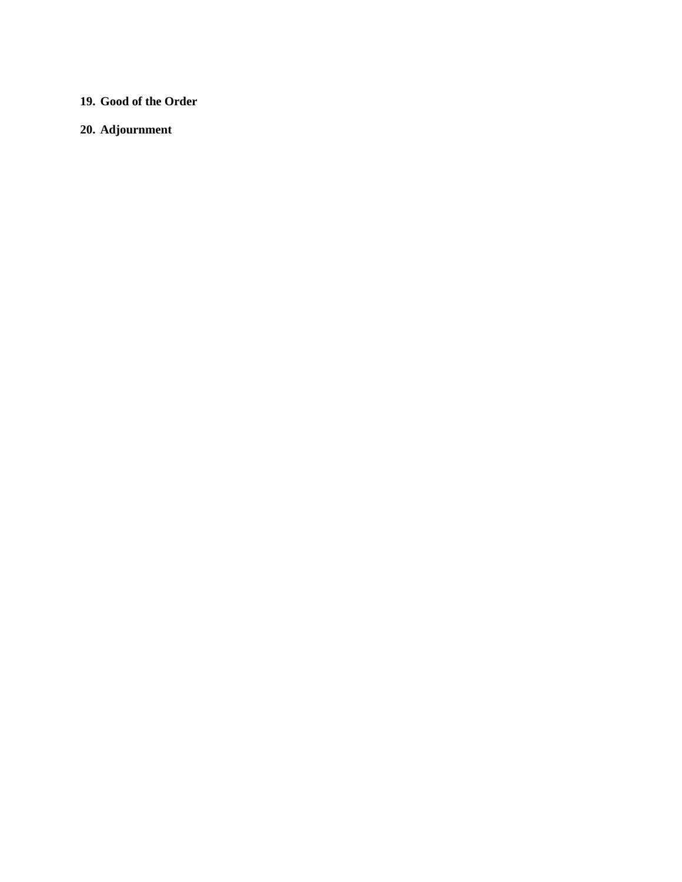19. **Good of the Order**

20. **Adjournment**